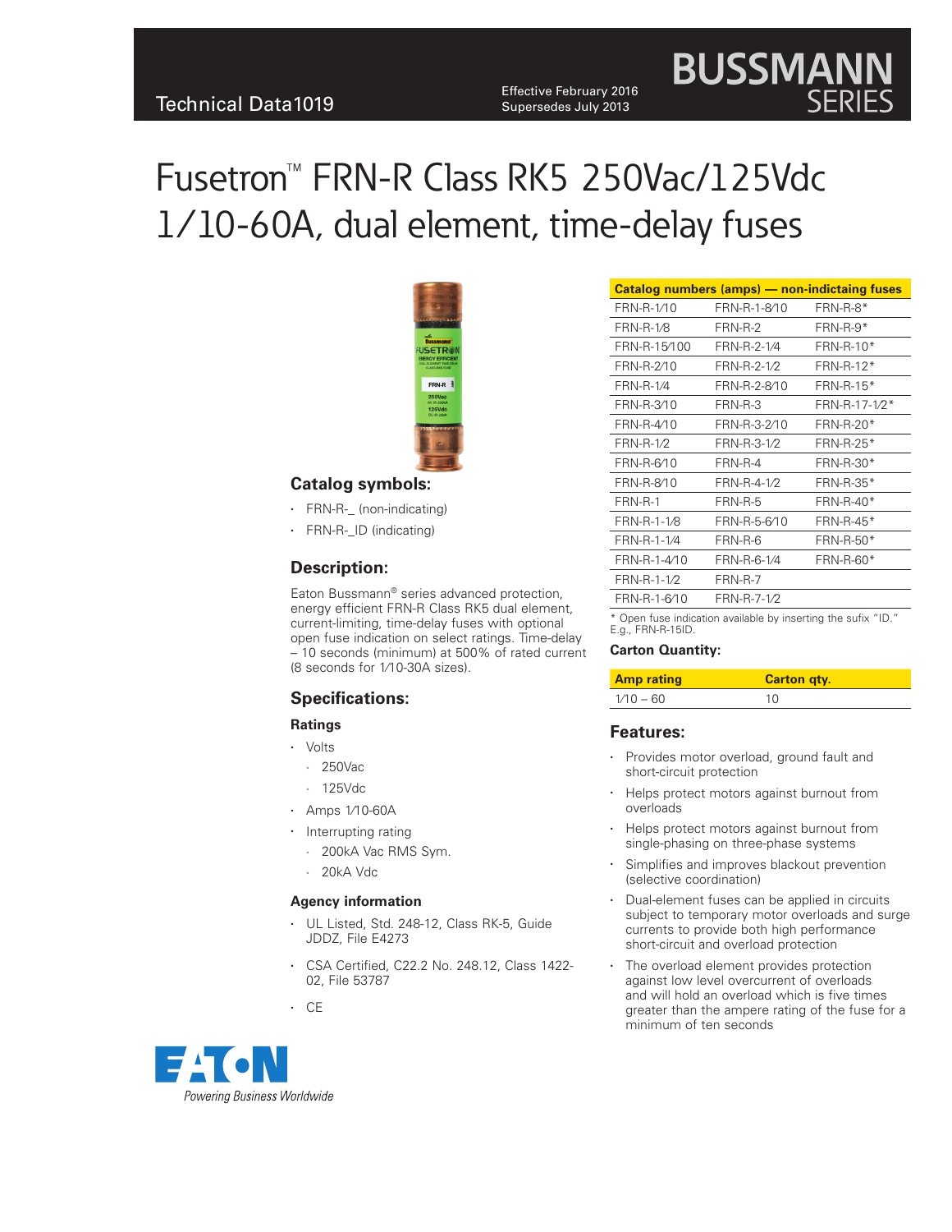Technical Data 1019

Effective February 2016
Supersedes July 2013

# Fusetron™ FRN-R Class RK5 250Vac/125Vdc 1/10-60A, dual element, time-delay fuses

## Catalog symbols:

- FRN-R-_ (non-indicating)
- FRN-R-_ID (indicating)

## Description:

Eaton Bussmann® series advanced protection, energy efficient FRN-R Class RK5 dual element, current-limiting, time-delay fuses with optional open fuse indication on select ratings. Time-delay – 10 seconds (minimum) at 500% of rated current (8 seconds for 1/10-30A sizes).

## Specifications:

### Ratings

- Volts
  - 250Vac
  - 125Vdc
- Amps 1/10-60A
- Interrupting rating
  - 200kA Vac RMS Sym.
  - 20kA Vdc

### Agency information

- UL Listed, Std. 248-12, Class RK-5, Guide JDDZ, File E4273
- CSA Certified, C22.2 No. 248.12, Class 1422-02, File 53787
- CE

| Catalog numbers (amps) — non-indictaing fuses | | |
|---|---|---|
| FRN-R-1/10 | FRN-R-1-8/10 | FRN-R-8* |
| FRN-R-1/8 | FRN-R-2 | FRN-R-9* |
| FRN-R-15/100 | FRN-R-2-1/4 | FRN-R-10* |
| FRN-R-2/10 | FRN-R-2-1/2 | FRN-R-12* |
| FRN-R-1/4 | FRN-R-2-8/10 | FRN-R-15* |
| FRN-R-3/10 | FRN-R-3 | FRN-R-17-1/2* |
| FRN-R-4/10 | FRN-R-3-2/10 | FRN-R-20* |
| FRN-R-1/2 | FRN-R-3-1/2 | FRN-R-25* |
| FRN-R-6/10 | FRN-R-4 | FRN-R-30* |
| FRN-R-8/10 | FRN-R-4-1/2 | FRN-R-35* |
| FRN-R-1 | FRN-R-5 | FRN-R-40* |
| FRN-R-1-1/8 | FRN-R-5-6/10 | FRN-R-45* |
| FRN-R-1-1/4 | FRN-R-6 | FRN-R-50* |
| FRN-R-1-4/10 | FRN-R-6-1/4 | FRN-R-60* |
| FRN-R-1-1/2 | FRN-R-7 | |
| FRN-R-1-6/10 | FRN-R-7-1/2 | |

* Open fuse indication available by inserting the sufix "ID." E.g., FRN-R-15ID.

**Carton Quantity:**

| Amp rating | Carton qty. |
|---|---|
| 1/10 – 60 | 10 |

## Features:

- Provides motor overload, ground fault and short-circuit protection
- Helps protect motors against burnout from overloads
- Helps protect motors against burnout from single-phasing on three-phase systems
- Simplifies and improves blackout prevention (selective coordination)
- Dual-element fuses can be applied in circuits subject to temporary motor overloads and surge currents to provide both high performance short-circuit and overload protection
- The overload element provides protection against low level overcurrent of overloads and will hold an overload which is five times greater than the ampere rating of the fuse for a minimum of ten seconds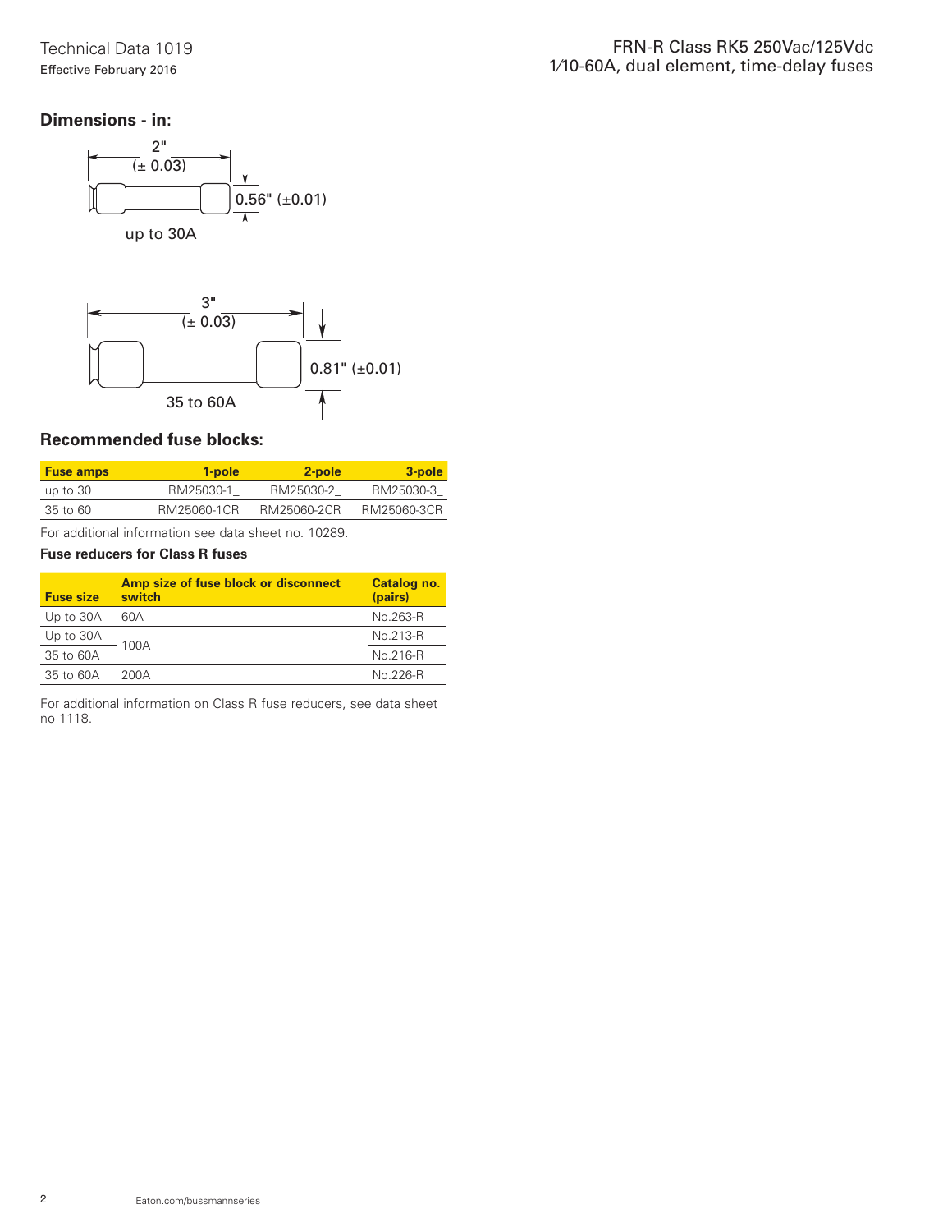## Dimensions - in:

2" (± 0.03)

0.56" (±0.01)

up to 30A

3" (± 0.03)

0.81" (±0.01)

35 to 60A

## Recommended fuse blocks:

| Fuse amps | 1-pole | 2-pole | 3-pole |
|---|---|---|---|
| up to 30 | RM25030-1_ | RM25030-2_ | RM25030-3_ |
| 35 to 60 | RM25060-1CR | RM25060-2CR | RM25060-3CR |

For additional information see data sheet no. 10289.

### Fuse reducers for Class R fuses

| Fuse size | Amp size of fuse block or disconnect switch | Catalog no. (pairs) |
|---|---|---|
| Up to 30A | 60A | No.263-R |
| Up to 30A | 100A | No.213-R |
| 35 to 60A | 100A | No.216-R |
| 35 to 60A | 200A | No.226-R |

For additional information on Class R fuse reducers, see data sheet no 1118.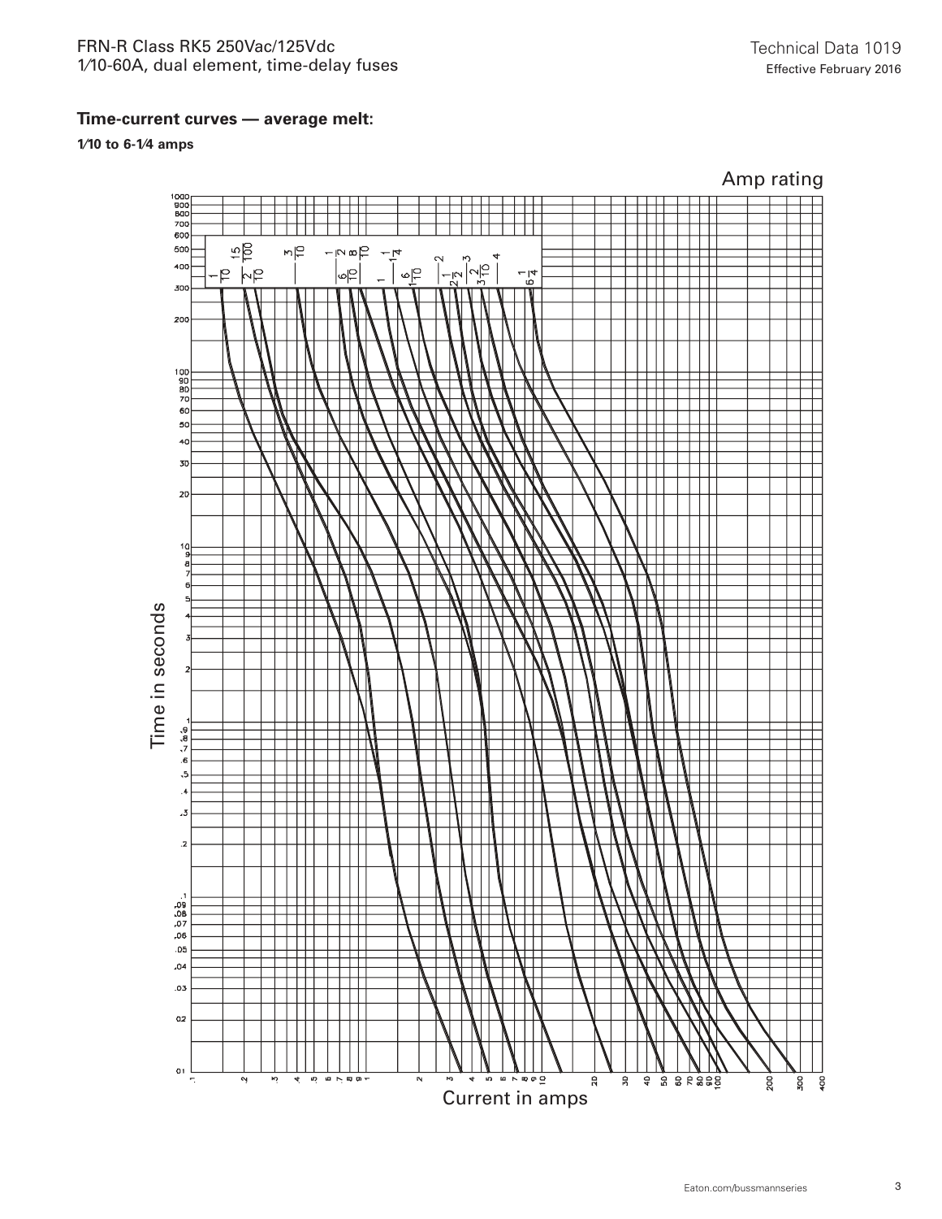### Time-current curves — average melt:

**1⁄10 to 6-1⁄4 amps**

Amp rating

1/10, 15/100, 2/10, 3/10, 6/10, 8/10, 1, 1-1/8, 1-1/4, 1-6/10, 2, 2-1/2, 3, 3-2/10, 4, 6-1/4

Time in seconds

Current in amps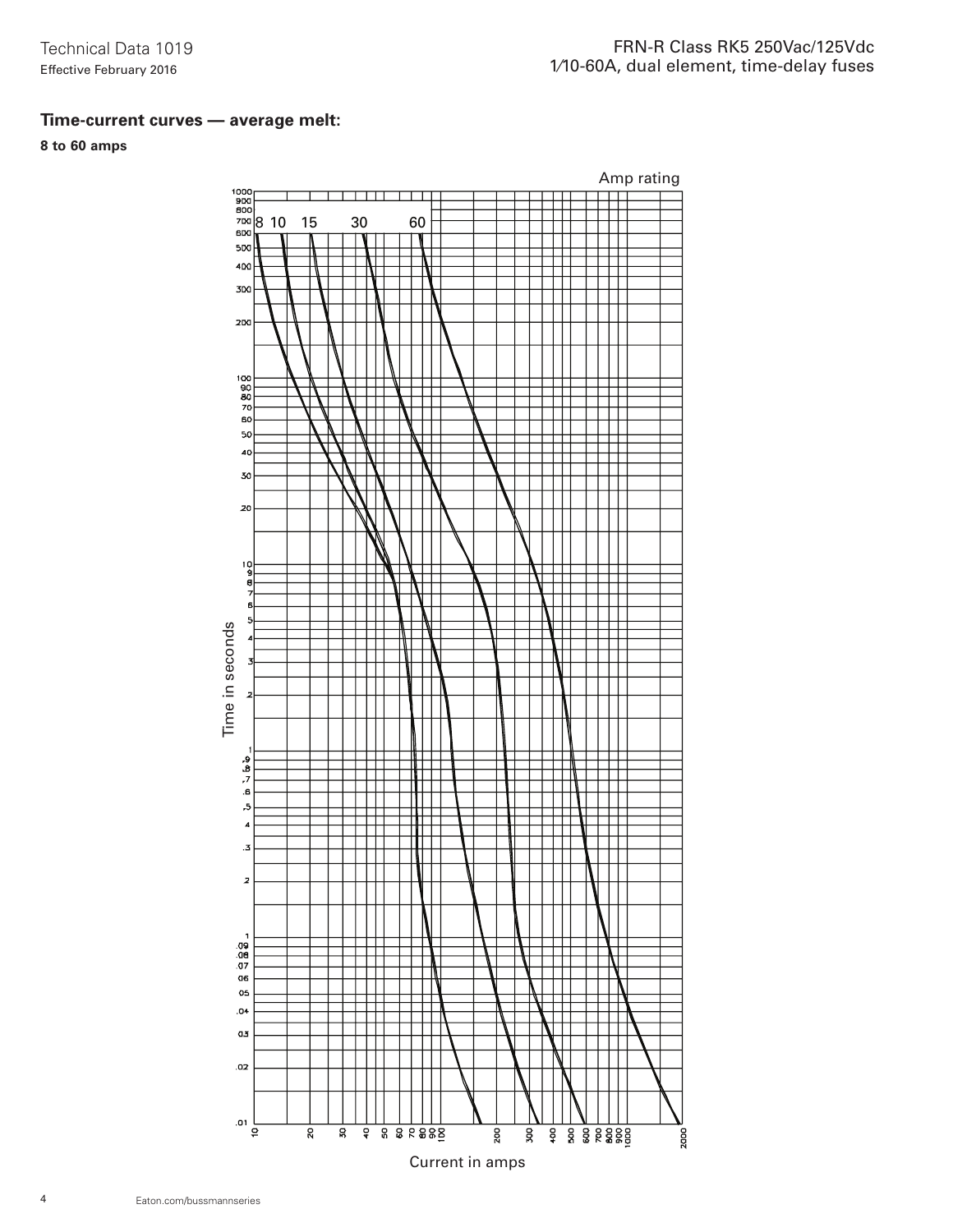**Time-current curves — average melt:**

**8 to 60 amps**

Amp rating

8 10 15 30 60

Time in seconds

Current in amps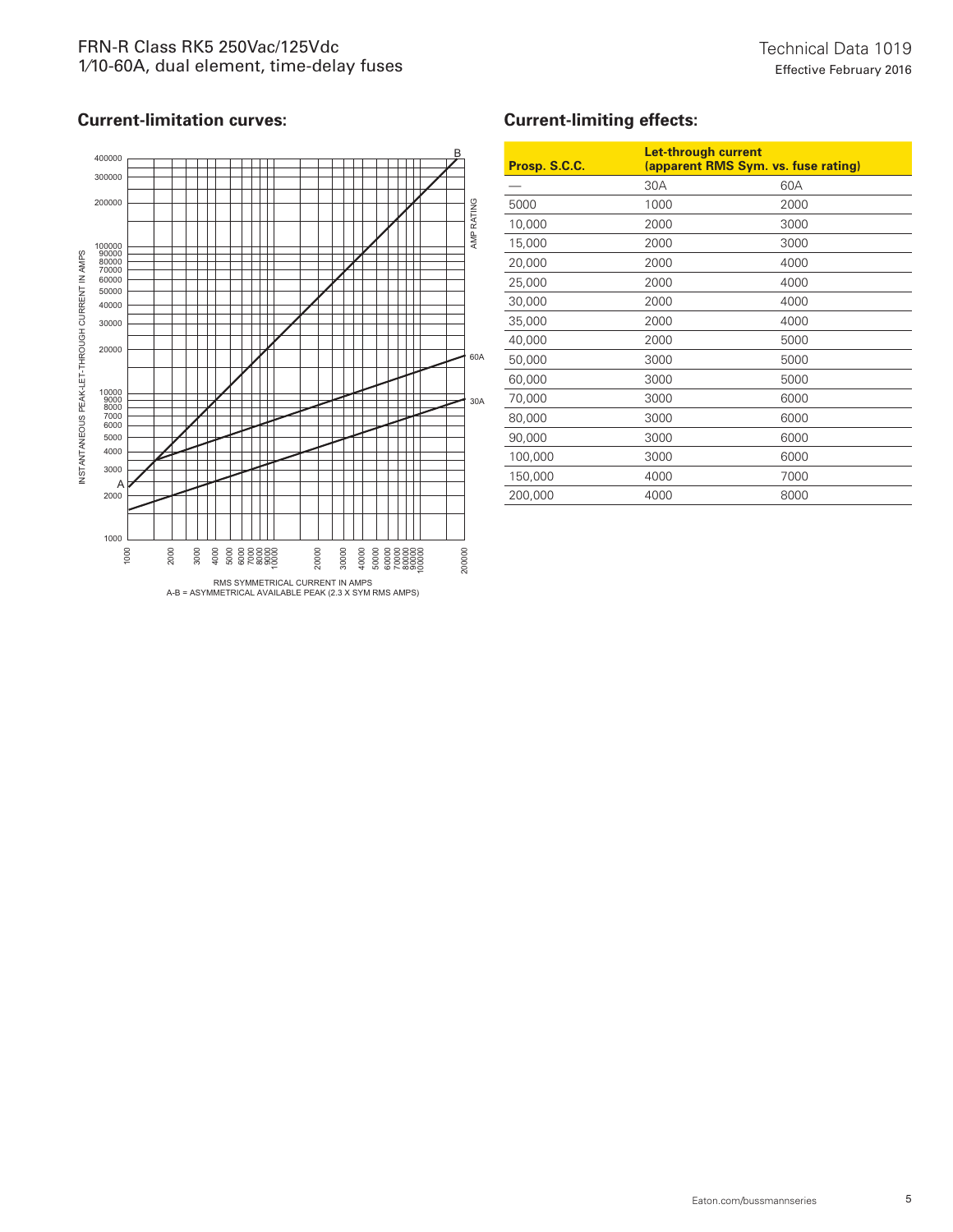## Current-limitation curves:

INSTANTANEOUS PEAK-LET-THROUGH CURRENT IN AMPS

RMS SYMMETRICAL CURRENT IN AMPS
A-B = ASYMMETRICAL AVAILABLE PEAK (2.3 X SYM RMS AMPS)

## Current-limiting effects:

| Prosp. S.C.C. | Let-through current (apparent RMS Sym. vs. fuse rating) | |
|---|---|---|
| — | 30A | 60A |
| 5000 | 1000 | 2000 |
| 10,000 | 2000 | 3000 |
| 15,000 | 2000 | 3000 |
| 20,000 | 2000 | 4000 |
| 25,000 | 2000 | 4000 |
| 30,000 | 2000 | 4000 |
| 35,000 | 2000 | 4000 |
| 40,000 | 2000 | 5000 |
| 50,000 | 3000 | 5000 |
| 60,000 | 3000 | 5000 |
| 70,000 | 3000 | 6000 |
| 80,000 | 3000 | 6000 |
| 90,000 | 3000 | 6000 |
| 100,000 | 3000 | 6000 |
| 150,000 | 4000 | 7000 |
| 200,000 | 4000 | 8000 |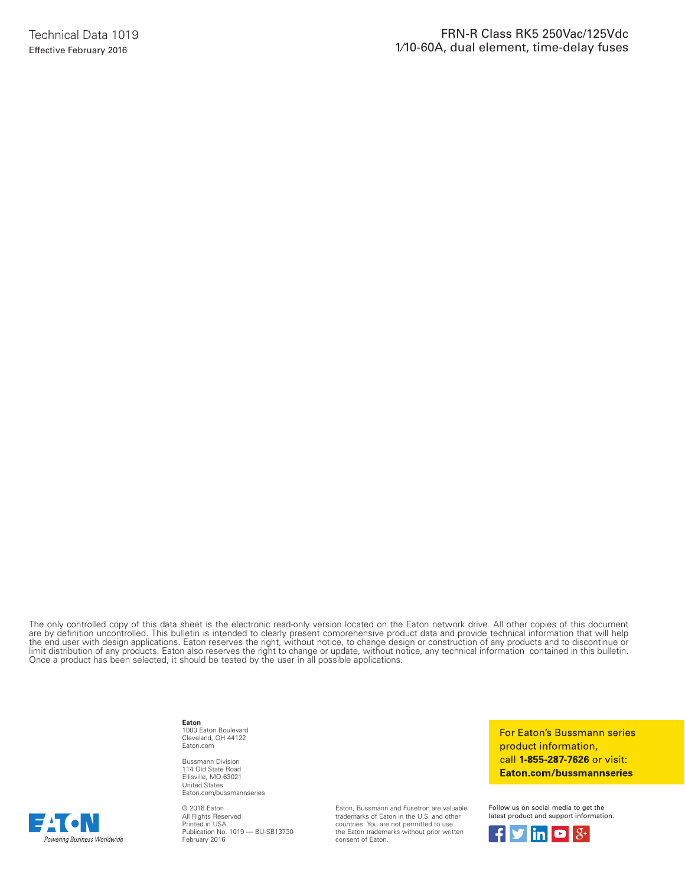The only controlled copy of this data sheet is the electronic read-only version located on the Eaton network drive. All other copies of this document are by definition uncontrolled. This bulletin is intended to clearly present comprehensive product data and provide technical information that will help the end user with design applications. Eaton reserves the right, without notice, to change design or construction of any products and to discontinue or limit distribution of any products. Eaton also reserves the right to change or update, without notice, any technical information contained in this bulletin. Once a product has been selected, it should be tested by the user in all possible applications.

**Eaton**
1000 Eaton Boulevard
Cleveland, OH 44122
Eaton.com

Bussmann Division
114 Old State Road
Ellisville, MO 63021
United States
Eaton.com/bussmannseries

© 2016 Eaton
All Rights Reserved
Printed in USA
Publication No. 1019 — BU-SB13730
February 2016

Eaton, Bussmann and Fusetron are valuable trademarks of Eaton in the U.S. and other countries. You are not permitted to use the Eaton trademarks without prior written consent of Eaton.

For Eaton's Bussmann series product information, call **1-855-287-7626** or visit: **Eaton.com/bussmannseries**

Follow us on social media to get the latest product and support information.

Powering Business Worldwide